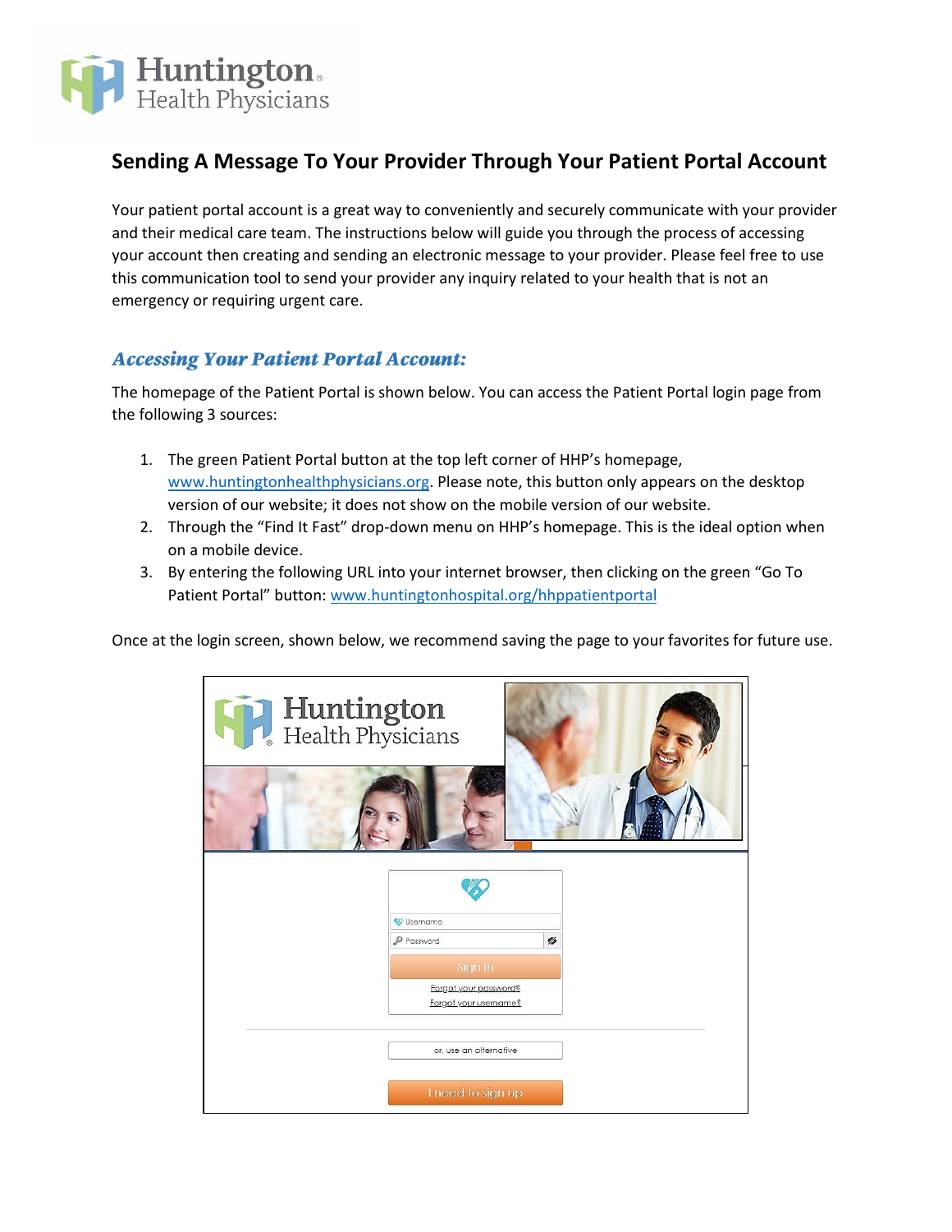# Sending A Message To Your Provider Through Your Patient Portal Account

Your patient portal account is a great way to conveniently and securely communicate with your provider and their medical care team. The instructions below will guide you through the process of accessing your account then creating and sending an electronic message to your provider. Please feel free to use this communication tool to send your provider any inquiry related to your health that is not an emergency or requiring urgent care.

## *Accessing Your Patient Portal Account:*

The homepage of the Patient Portal is shown below. You can access the Patient Portal login page from the following 3 sources:

1. The green Patient Portal button at the top left corner of HHP's homepage, www.huntingtonhealthphysicians.org. Please note, this button only appears on the desktop version of our website; it does not show on the mobile version of our website.
2. Through the "Find It Fast" drop-down menu on HHP's homepage. This is the ideal option when on a mobile device.
3. By entering the following URL into your internet browser, then clicking on the green "Go To Patient Portal" button: www.huntingtonhospital.org/hhppatientportal

Once at the login screen, shown below, we recommend saving the page to your favorites for future use.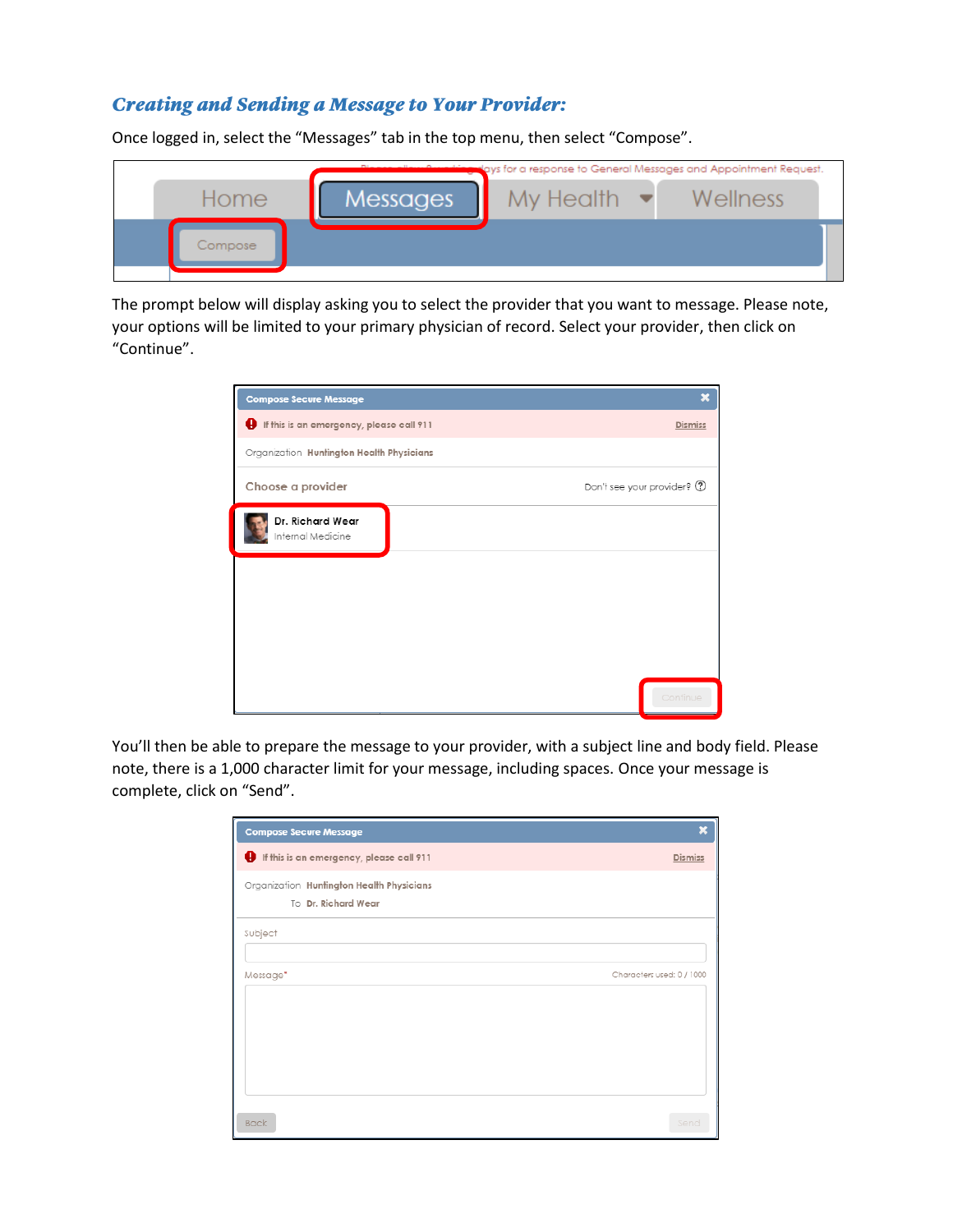## *Creating and Sending a Message to Your Provider:*

Once logged in, select the “Messages” tab in the top menu, then select “Compose”.

The prompt below will display asking you to select the provider that you want to message. Please note, your options will be limited to your primary physician of record. Select your provider, then click on “Continue”.

You’ll then be able to prepare the message to your provider, with a subject line and body field. Please note, there is a 1,000 character limit for your message, including spaces. Once your message is complete, click on “Send”.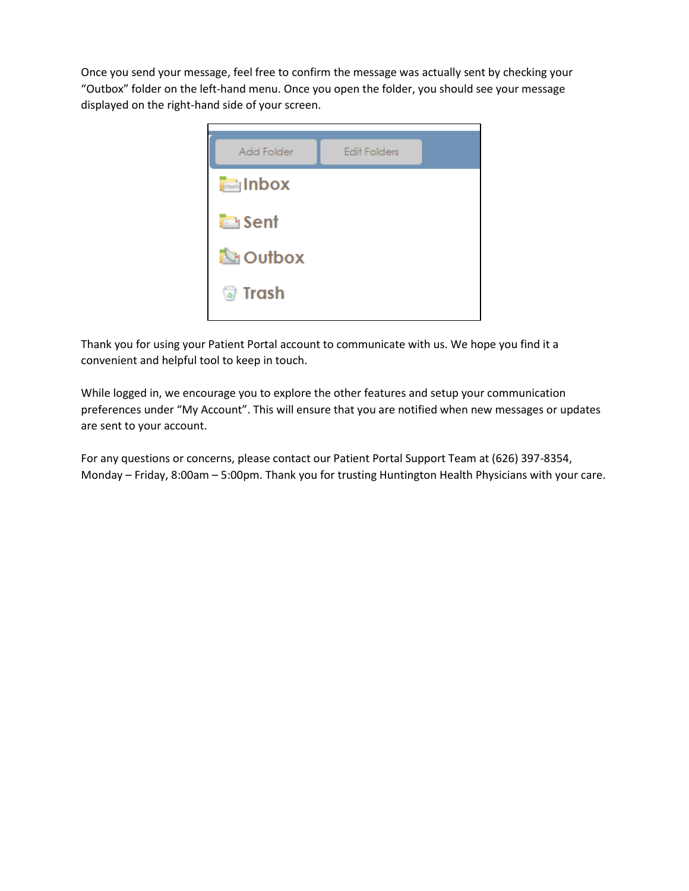Once you send your message, feel free to confirm the message was actually sent by checking your "Outbox" folder on the left-hand menu. Once you open the folder, you should see your message displayed on the right-hand side of your screen.

Add Folder
Edit Folders
Inbox
Sent
Outbox
Trash

Thank you for using your Patient Portal account to communicate with us. We hope you find it a convenient and helpful tool to keep in touch.

While logged in, we encourage you to explore the other features and setup your communication preferences under "My Account". This will ensure that you are notified when new messages or updates are sent to your account.

For any questions or concerns, please contact our Patient Portal Support Team at (626) 397-8354, Monday – Friday, 8:00am – 5:00pm. Thank you for trusting Huntington Health Physicians with your care.